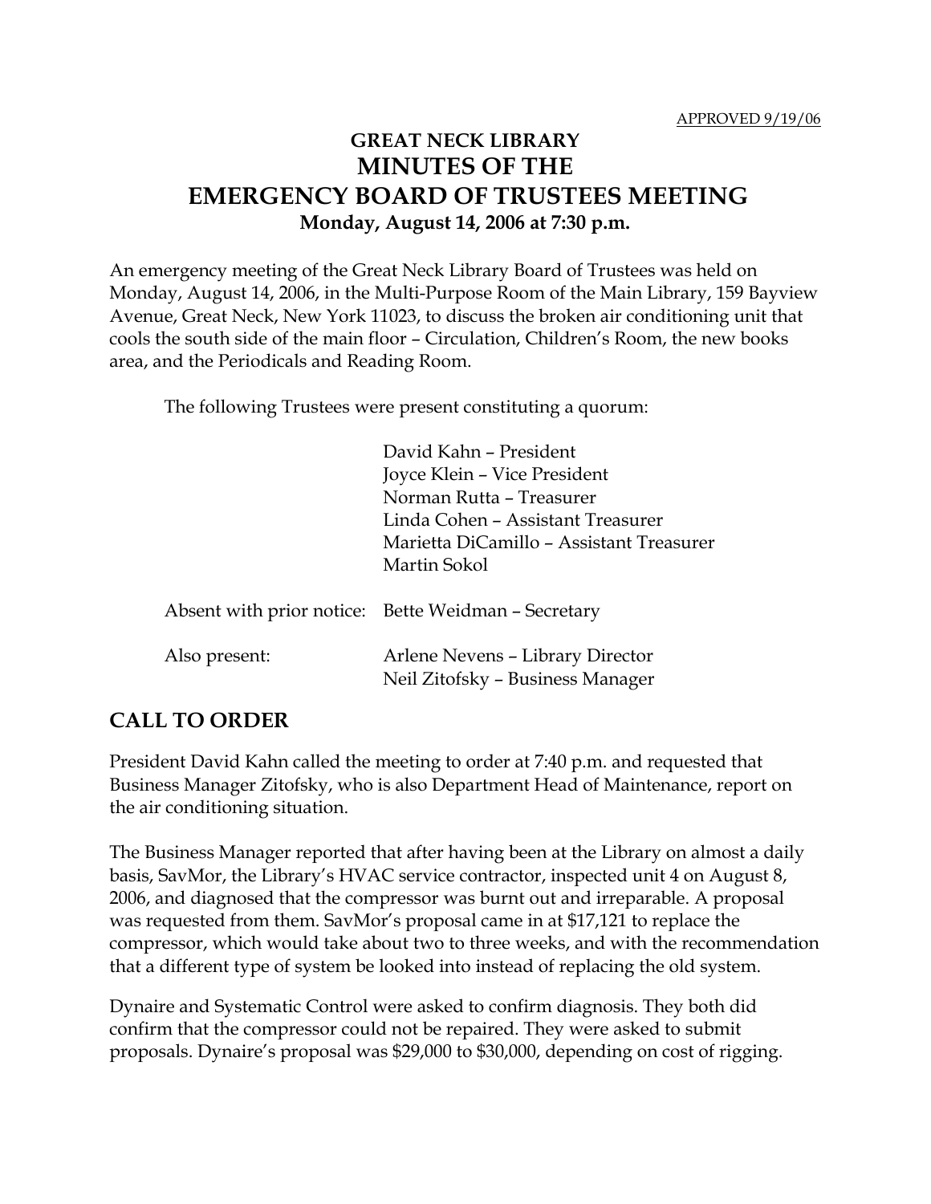APPROVED 9/19/06

# GREAT NECK LIBRARY
# MINUTES OF THE
# EMERGENCY BOARD OF TRUSTEES MEETING

**Monday, August 14, 2006 at 7:30 p.m.**

An emergency meeting of the Great Neck Library Board of Trustees was held on Monday, August 14, 2006, in the Multi-Purpose Room of the Main Library, 159 Bayview Avenue, Great Neck, New York 11023, to discuss the broken air conditioning unit that cools the south side of the main floor – Circulation, Children's Room, the new books area, and the Periodicals and Reading Room.

The following Trustees were present constituting a quorum:

David Kahn – President
Joyce Klein – Vice President
Norman Rutta – Treasurer
Linda Cohen – Assistant Treasurer
Marietta DiCamillo – Assistant Treasurer
Martin Sokol

Absent with prior notice: Bette Weidman – Secretary

Also present: Arlene Nevens – Library Director
Neil Zitofsky – Business Manager

## CALL TO ORDER

President David Kahn called the meeting to order at 7:40 p.m. and requested that Business Manager Zitofsky, who is also Department Head of Maintenance, report on the air conditioning situation.

The Business Manager reported that after having been at the Library on almost a daily basis, SavMor, the Library's HVAC service contractor, inspected unit 4 on August 8, 2006, and diagnosed that the compressor was burnt out and irreparable. A proposal was requested from them. SavMor's proposal came in at $17,121 to replace the compressor, which would take about two to three weeks, and with the recommendation that a different type of system be looked into instead of replacing the old system.

Dynaire and Systematic Control were asked to confirm diagnosis. They both did confirm that the compressor could not be repaired. They were asked to submit proposals. Dynaire's proposal was $29,000 to $30,000, depending on cost of rigging.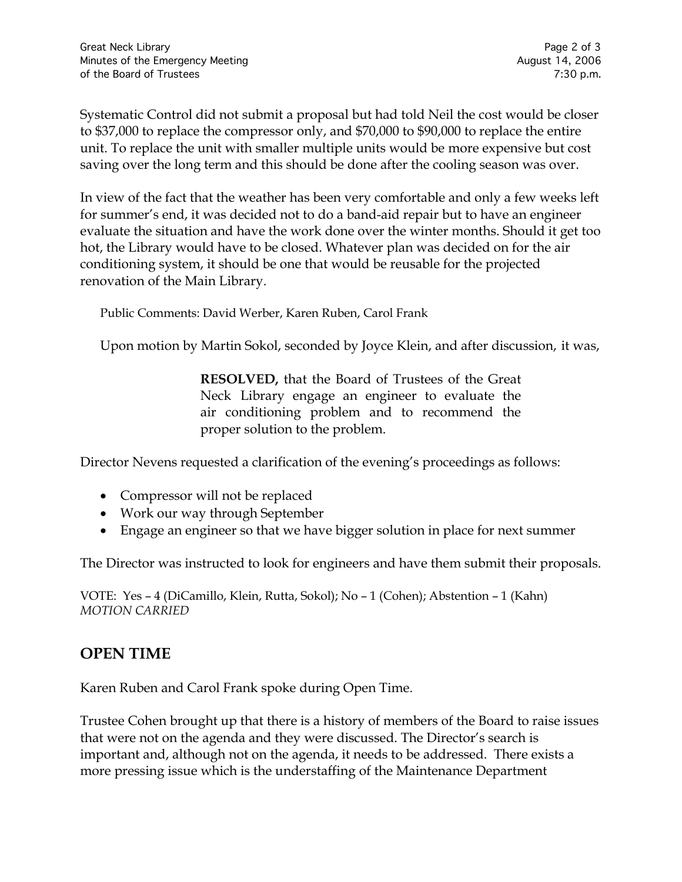Systematic Control did not submit a proposal but had told Neil the cost would be closer to $37,000 to replace the compressor only, and $70,000 to $90,000 to replace the entire unit. To replace the unit with smaller multiple units would be more expensive but cost saving over the long term and this should be done after the cooling season was over.

In view of the fact that the weather has been very comfortable and only a few weeks left for summer's end, it was decided not to do a band-aid repair but to have an engineer evaluate the situation and have the work done over the winter months. Should it get too hot, the Library would have to be closed. Whatever plan was decided on for the air conditioning system, it should be one that would be reusable for the projected renovation of the Main Library.

Public Comments: David Werber, Karen Ruben, Carol Frank

Upon motion by Martin Sokol, seconded by Joyce Klein, and after discussion, it was,

> **RESOLVED,** that the Board of Trustees of the Great Neck Library engage an engineer to evaluate the air conditioning problem and to recommend the proper solution to the problem.

Director Nevens requested a clarification of the evening's proceedings as follows:

- Compressor will not be replaced
- Work our way through September
- Engage an engineer so that we have bigger solution in place for next summer

The Director was instructed to look for engineers and have them submit their proposals.

VOTE: Yes – 4 (DiCamillo, Klein, Rutta, Sokol); No – 1 (Cohen); Abstention – 1 (Kahn)
*MOTION CARRIED*

## OPEN TIME

Karen Ruben and Carol Frank spoke during Open Time.

Trustee Cohen brought up that there is a history of members of the Board to raise issues that were not on the agenda and they were discussed. The Director's search is important and, although not on the agenda, it needs to be addressed. There exists a more pressing issue which is the understaffing of the Maintenance Department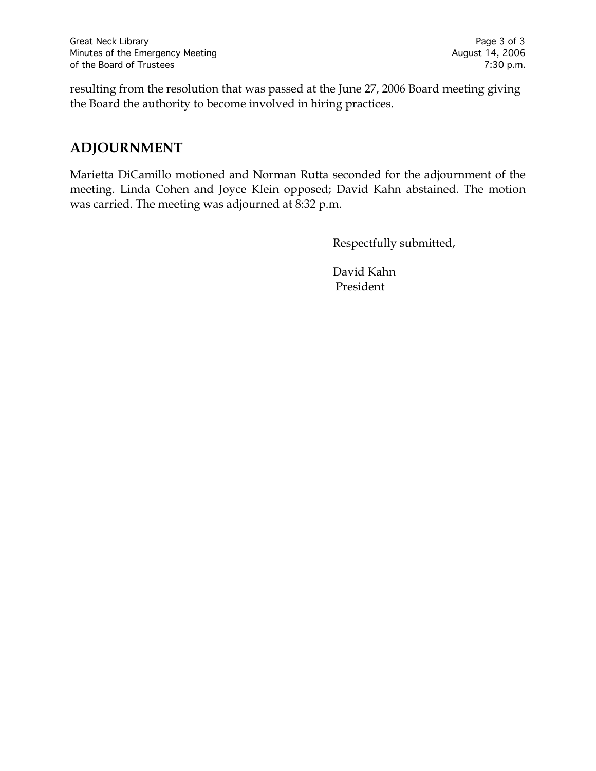resulting from the resolution that was passed at the June 27, 2006 Board meeting giving the Board the authority to become involved in hiring practices.

## ADJOURNMENT

Marietta DiCamillo motioned and Norman Rutta seconded for the adjournment of the meeting. Linda Cohen and Joyce Klein opposed; David Kahn abstained. The motion was carried. The meeting was adjourned at 8:32 p.m.

Respectfully submitted,

David Kahn
President